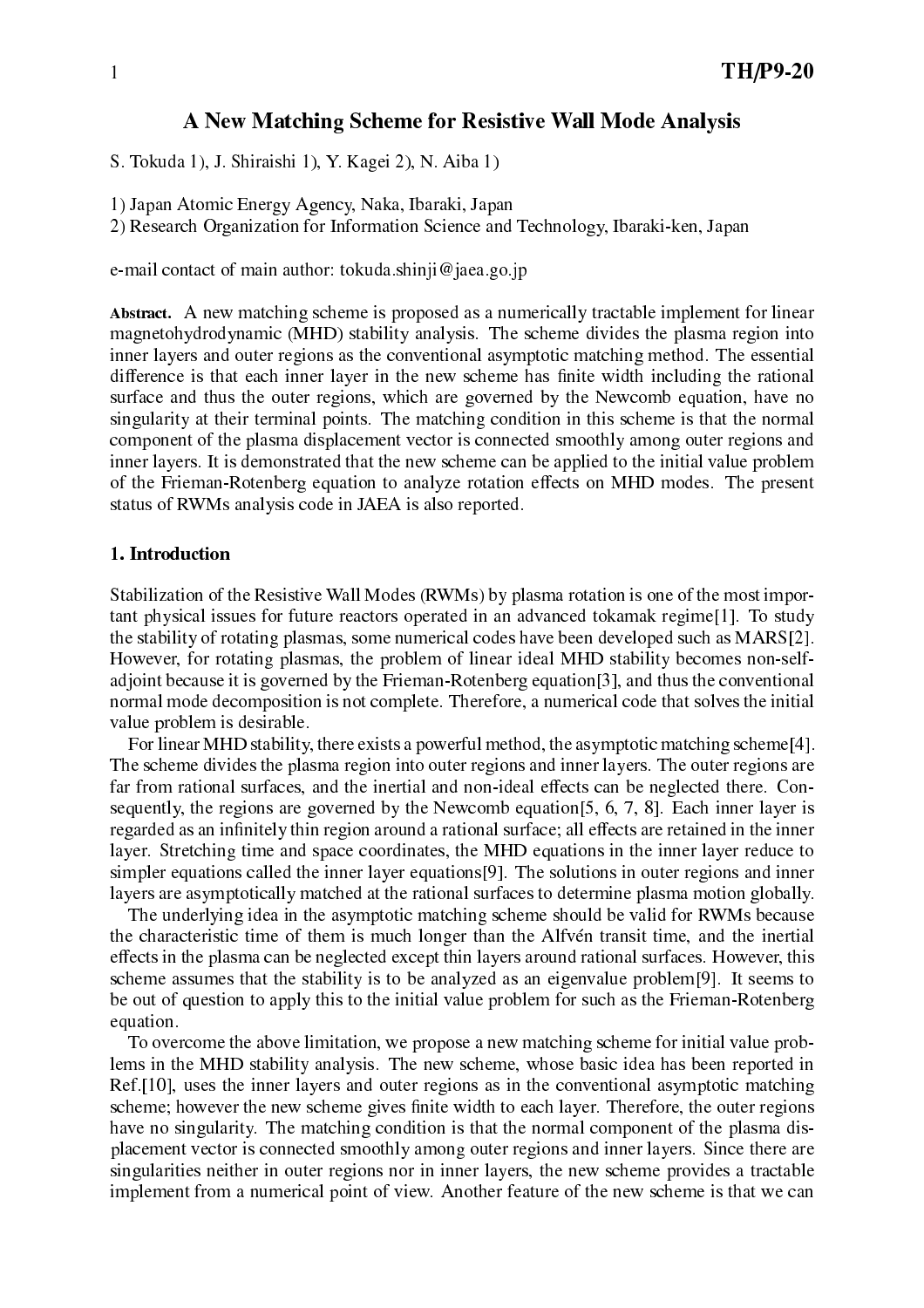# A New Matching Scheme for Resistive Wall Mode Analysis

S. Tokuda 1), J. Shiraishi 1), Y. Kagei 2), N. Aiba 1)

1) Japan Atomic Energy Agency, Naka, Ibaraki, Japan
2) Research Organization for Information Science and Technology, Ibaraki-ken, Japan

e-mail contact of main author: tokuda.shinji@jaea.go.jp

**Abstract.** A new matching scheme is proposed as a numerically tractable implement for linear magnetohydrodynamic (MHD) stability analysis. The scheme divides the plasma region into inner layers and outer regions as the conventional asymptotic matching method. The essential difference is that each inner layer in the new scheme has finite width including the rational surface and thus the outer regions, which are governed by the Newcomb equation, have no singularity at their terminal points. The matching condition in this scheme is that the normal component of the plasma displacement vector is connected smoothly among outer regions and inner layers. It is demonstrated that the new scheme can be applied to the initial value problem of the Frieman-Rotenberg equation to analyze rotation effects on MHD modes. The present status of RWMs analysis code in JAEA is also reported.

## 1. Introduction

Stabilization of the Resistive Wall Modes (RWMs) by plasma rotation is one of the most important physical issues for future reactors operated in an advanced tokamak regime[1]. To study the stability of rotating plasmas, some numerical codes have been developed such as MARS[2]. However, for rotating plasmas, the problem of linear ideal MHD stability becomes non-self-adjoint because it is governed by the Frieman-Rotenberg equation[3], and thus the conventional normal mode decomposition is not complete. Therefore, a numerical code that solves the initial value problem is desirable.

For linear MHD stability, there exists a powerful method, the asymptotic matching scheme[4]. The scheme divides the plasma region into outer regions and inner layers. The outer regions are far from rational surfaces, and the inertial and non-ideal effects can be neglected there. Consequently, the regions are governed by the Newcomb equation[5, 6, 7, 8]. Each inner layer is regarded as an infinitely thin region around a rational surface; all effects are retained in the inner layer. Stretching time and space coordinates, the MHD equations in the inner layer reduce to simpler equations called the inner layer equations[9]. The solutions in outer regions and inner layers are asymptotically matched at the rational surfaces to determine plasma motion globally.

The underlying idea in the asymptotic matching scheme should be valid for RWMs because the characteristic time of them is much longer than the Alfvén transit time, and the inertial effects in the plasma can be neglected except thin layers around rational surfaces. However, this scheme assumes that the stability is to be analyzed as an eigenvalue problem[9]. It seems to be out of question to apply this to the initial value problem for such as the Frieman-Rotenberg equation.

To overcome the above limitation, we propose a new matching scheme for initial value problems in the MHD stability analysis. The new scheme, whose basic idea has been reported in Ref.[10], uses the inner layers and outer regions as in the conventional asymptotic matching scheme; however the new scheme gives finite width to each layer. Therefore, the outer regions have no singularity. The matching condition is that the normal component of the plasma displacement vector is connected smoothly among outer regions and inner layers. Since there are singularities neither in outer regions nor in inner layers, the new scheme provides a tractable implement from a numerical point of view. Another feature of the new scheme is that we can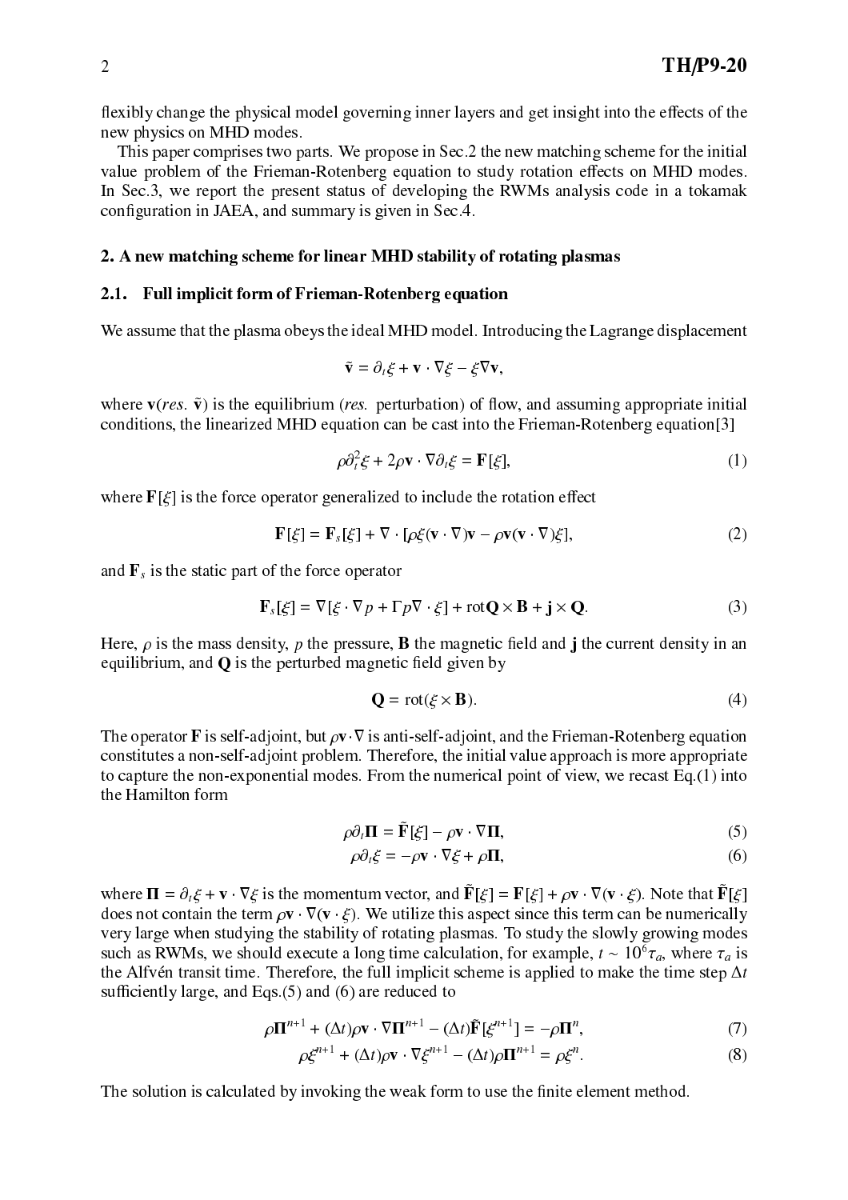flexibly change the physical model governing inner layers and get insight into the effects of the new physics on MHD modes.

This paper comprises two parts. We propose in Sec.2 the new matching scheme for the initial value problem of the Frieman-Rotenberg equation to study rotation effects on MHD modes. In Sec.3, we report the present status of developing the RWMs analysis code in a tokamak configuration in JAEA, and summary is given in Sec.4.

## 2. A new matching scheme for linear MHD stability of rotating plasmas

### 2.1. Full implicit form of Frieman-Rotenberg equation

We assume that the plasma obeys the ideal MHD model. Introducing the Lagrange displacement

$$\tilde{\mathbf{v}} = \partial_t \xi + \mathbf{v} \cdot \nabla \xi - \xi \nabla \mathbf{v},$$

where $\mathbf{v}$(*res.* $\tilde{\mathbf{v}}$) is the equilibrium (*res.* perturbation) of flow, and assuming appropriate initial conditions, the linearized MHD equation can be cast into the Frieman-Rotenberg equation[3]

$$\rho \partial_t^2 \xi + 2\rho \mathbf{v} \cdot \nabla \partial_t \xi = \mathbf{F}[\xi], \tag{1}$$

where $\mathbf{F}[\xi]$ is the force operator generalized to include the rotation effect

$$\mathbf{F}[\xi] = \mathbf{F}_s[\xi] + \nabla \cdot [\rho \xi (\mathbf{v} \cdot \nabla)\mathbf{v} - \rho \mathbf{v}(\mathbf{v} \cdot \nabla)\xi], \tag{2}$$

and $\mathbf{F}_s$ is the static part of the force operator

$$\mathbf{F}_s[\xi] = \nabla[\xi \cdot \nabla p + \Gamma p \nabla \cdot \xi] + \mathrm{rot}\mathbf{Q} \times \mathbf{B} + \mathbf{j} \times \mathbf{Q}. \tag{3}$$

Here, $\rho$ is the mass density, $p$ the pressure, $\mathbf{B}$ the magnetic field and $\mathbf{j}$ the current density in an equilibrium, and $\mathbf{Q}$ is the perturbed magnetic field given by

$$\mathbf{Q} = \mathrm{rot}(\xi \times \mathbf{B}). \tag{4}$$

The operator $\mathbf{F}$ is self-adjoint, but $\rho \mathbf{v} \cdot \nabla$ is anti-self-adjoint, and the Frieman-Rotenberg equation constitutes a non-self-adjoint problem. Therefore, the initial value approach is more appropriate to capture the non-exponential modes. From the numerical point of view, we recast Eq.(1) into the Hamilton form

$$\rho \partial_t \mathbf{\Pi} = \tilde{\mathbf{F}}[\xi] - \rho \mathbf{v} \cdot \nabla \mathbf{\Pi}, \tag{5}$$

$$\rho \partial_t \xi = -\rho \mathbf{v} \cdot \nabla \xi + \rho \mathbf{\Pi}, \tag{6}$$

where $\mathbf{\Pi} = \partial_t \xi + \mathbf{v} \cdot \nabla \xi$ is the momentum vector, and $\tilde{\mathbf{F}}[\xi] = \mathbf{F}[\xi] + \rho \mathbf{v} \cdot \nabla(\mathbf{v} \cdot \xi)$. Note that $\tilde{\mathbf{F}}[\xi]$ does not contain the term $\rho \mathbf{v} \cdot \nabla(\mathbf{v} \cdot \xi)$. We utilize this aspect since this term can be numerically very large when studying the stability of rotating plasmas. To study the slowly growing modes such as RWMs, we should execute a long time calculation, for example, $t \sim 10^6 \tau_a$, where $\tau_a$ is the Alfvén transit time. Therefore, the full implicit scheme is applied to make the time step $\Delta t$ sufficiently large, and Eqs.(5) and (6) are reduced to

$$\rho \mathbf{\Pi}^{n+1} + (\Delta t)\rho \mathbf{v} \cdot \nabla \mathbf{\Pi}^{n+1} - (\Delta t)\tilde{\mathbf{F}}[\xi^{n+1}] = -\rho \mathbf{\Pi}^n, \tag{7}$$

$$\rho \xi^{n+1} + (\Delta t)\rho \mathbf{v} \cdot \nabla \xi^{n+1} - (\Delta t)\rho \mathbf{\Pi}^{n+1} = \rho \xi^n. \tag{8}$$

The solution is calculated by invoking the weak form to use the finite element method.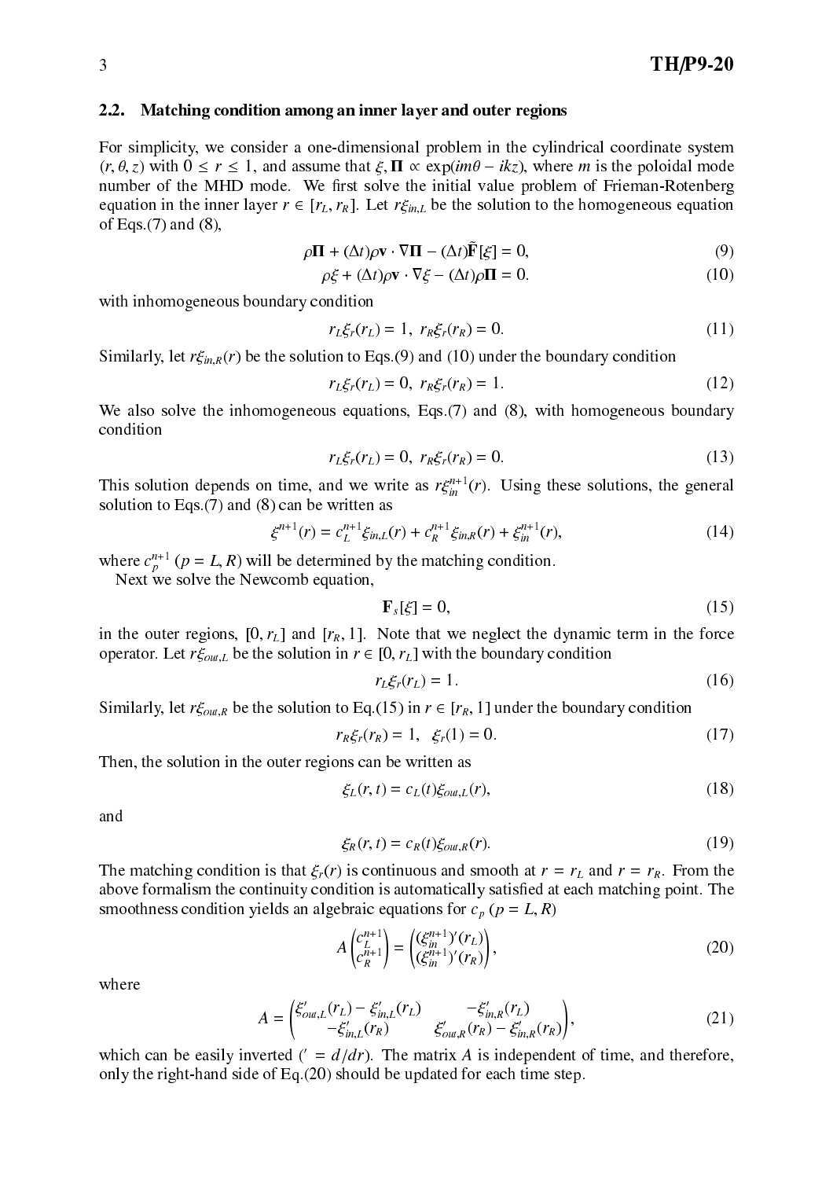### 2.2. Matching condition among an inner layer and outer regions

For simplicity, we consider a one-dimensional problem in the cylindrical coordinate system $(r, \theta, z)$ with $0 \leq r \leq 1$, and assume that $\xi, \mathbf{\Pi} \propto \exp(im\theta - ikz)$, where $m$ is the poloidal mode number of the MHD mode. We first solve the initial value problem of Frieman-Rotenberg equation in the inner layer $r \in [r_L, r_R]$. Let $r\xi_{in,L}$ be the solution to the homogeneous equation of Eqs.(7) and (8),

$$\rho\mathbf{\Pi} + (\Delta t)\rho\mathbf{v} \cdot \nabla\mathbf{\Pi} - (\Delta t)\tilde{\mathbf{F}}[\xi] = 0, \tag{9}$$

$$\rho\xi + (\Delta t)\rho\mathbf{v} \cdot \nabla\xi - (\Delta t)\rho\mathbf{\Pi} = 0. \tag{10}$$

with inhomogeneous boundary condition

$$r_L\xi_r(r_L) = 1, \;\; r_R\xi_r(r_R) = 0. \tag{11}$$

Similarly, let $r\xi_{in,R}(r)$ be the solution to Eqs.(9) and (10) under the boundary condition

$$r_L\xi_r(r_L) = 0, \;\; r_R\xi_r(r_R) = 1. \tag{12}$$

We also solve the inhomogeneous equations, Eqs.(7) and (8), with homogeneous boundary condition

$$r_L\xi_r(r_L) = 0, \;\; r_R\xi_r(r_R) = 0. \tag{13}$$

This solution depends on time, and we write as $r\xi_{in}^{n+1}(r)$. Using these solutions, the general solution to Eqs.(7) and (8) can be written as

$$\xi^{n+1}(r) = c_L^{n+1}\xi_{in,L}(r) + c_R^{n+1}\xi_{in,R}(r) + \xi_{in}^{n+1}(r), \tag{14}$$

where $c_p^{n+1}$ $(p = L, R)$ will be determined by the matching condition.

Next we solve the Newcomb equation,

$$\mathbf{F}_s[\xi] = 0, \tag{15}$$

in the outer regions, $[0, r_L]$ and $[r_R, 1]$. Note that we neglect the dynamic term in the force operator. Let $r\xi_{out,L}$ be the solution in $r \in [0, r_L]$ with the boundary condition

$$r_L\xi_r(r_L) = 1. \tag{16}$$

Similarly, let $r\xi_{out,R}$ be the solution to Eq.(15) in $r \in [r_R, 1]$ under the boundary condition

$$r_R\xi_r(r_R) = 1, \quad \xi_r(1) = 0. \tag{17}$$

Then, the solution in the outer regions can be written as

$$\xi_L(r, t) = c_L(t)\xi_{out,L}(r), \tag{18}$$

and

$$\xi_R(r, t) = c_R(t)\xi_{out,R}(r). \tag{19}$$

The matching condition is that $\xi_r(r)$ is continuous and smooth at $r = r_L$ and $r = r_R$. From the above formalism the continuity condition is automatically satisfied at each matching point. The smoothness condition yields an algebraic equations for $c_p$ $(p = L, R)$

$$A\begin{pmatrix} c_L^{n+1} \\ c_R^{n+1} \end{pmatrix} = \begin{pmatrix} (\xi_{in}^{n+1})'(r_L) \\ (\xi_{in}^{n+1})'(r_R) \end{pmatrix}, \tag{20}$$

where

$$A = \begin{pmatrix} \xi'_{out,L}(r_L) - \xi'_{in,L}(r_L) & -\xi'_{in,R}(r_L) \\ -\xi'_{in,L}(r_R) & \xi'_{out,R}(r_R) - \xi'_{in,R}(r_R) \end{pmatrix}, \tag{21}$$

which can be easily inverted $(' = d/dr)$. The matrix $A$ is independent of time, and therefore, only the right-hand side of Eq.(20) should be updated for each time step.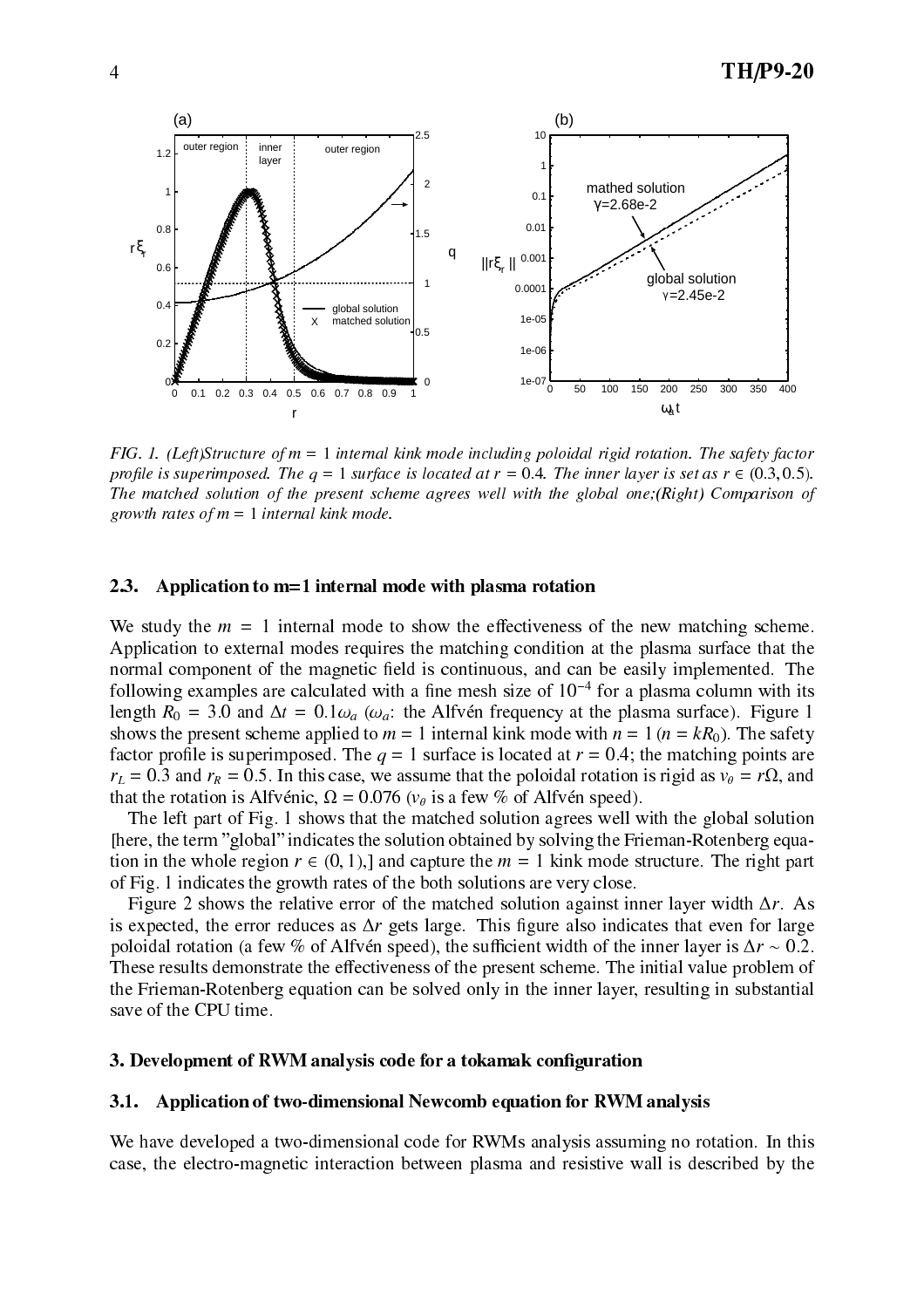*FIG. 1. (Left)Structure of $m = 1$ internal kink mode including poloidal rigid rotation. The safety factor profile is superimposed. The $q = 1$ surface is located at $r = 0.4$. The inner layer is set as $r \in (0.3, 0.5)$. The matched solution of the present scheme agrees well with the global one;(Right) Comparison of growth rates of $m = 1$ internal kink mode.*

### 2.3. Application to m=1 internal mode with plasma rotation

We study the $m = 1$ internal mode to show the effectiveness of the new matching scheme. Application to external modes requires the matching condition at the plasma surface that the normal component of the magnetic field is continuous, and can be easily implemented. The following examples are calculated with a fine mesh size of $10^{-4}$ for a plasma column with its length $R_0 = 3.0$ and $\Delta t = 0.1\omega_a$ ($\omega_a$: the Alfvén frequency at the plasma surface). Figure 1 shows the present scheme applied to $m = 1$ internal kink mode with $n = 1$ ($n = kR_0$). The safety factor profile is superimposed. The $q = 1$ surface is located at $r = 0.4$; the matching points are $r_L = 0.3$ and $r_R = 0.5$. In this case, we assume that the poloidal rotation is rigid as $v_\theta = r\Omega$, and that the rotation is Alfvénic, $\Omega = 0.076$ ($v_\theta$ is a few % of Alfvén speed).

The left part of Fig. 1 shows that the matched solution agrees well with the global solution [here, the term "global" indicates the solution obtained by solving the Frieman-Rotenberg equation in the whole region $r \in (0, 1)$,] and capture the $m = 1$ kink mode structure. The right part of Fig. 1 indicates the growth rates of the both solutions are very close.

Figure 2 shows the relative error of the matched solution against inner layer width $\Delta r$. As is expected, the error reduces as $\Delta r$ gets large. This figure also indicates that even for large poloidal rotation (a few % of Alfvén speed), the sufficient width of the inner layer is $\Delta r \sim 0.2$. These results demonstrate the effectiveness of the present scheme. The initial value problem of the Frieman-Rotenberg equation can be solved only in the inner layer, resulting in substantial save of the CPU time.

## 3. Development of RWM analysis code for a tokamak configuration

### 3.1. Application of two-dimensional Newcomb equation for RWM analysis

We have developed a two-dimensional code for RWMs analysis assuming no rotation. In this case, the electro-magnetic interaction between plasma and resistive wall is described by the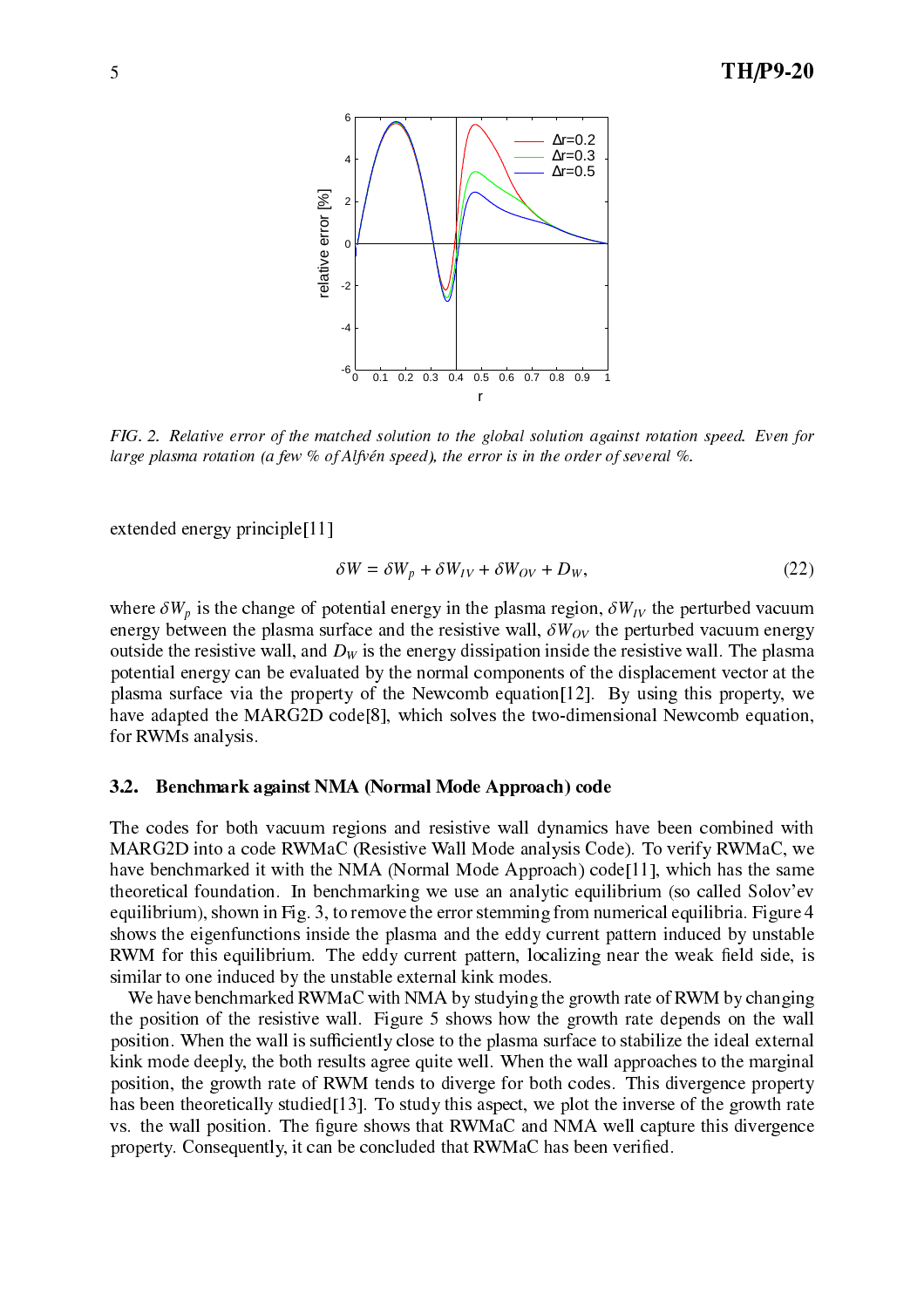*FIG. 2. Relative error of the matched solution to the global solution against rotation speed. Even for large plasma rotation (a few % of Alfvén speed), the error is in the order of several %.*

extended energy principle[11]

$$\delta W = \delta W_p + \delta W_{IV} + \delta W_{OV} + D_W, \tag{22}$$

where $\delta W_p$ is the change of potential energy in the plasma region, $\delta W_{IV}$ the perturbed vacuum energy between the plasma surface and the resistive wall, $\delta W_{OV}$ the perturbed vacuum energy outside the resistive wall, and $D_W$ is the energy dissipation inside the resistive wall. The plasma potential energy can be evaluated by the normal components of the displacement vector at the plasma surface via the property of the Newcomb equation[12]. By using this property, we have adapted the MARG2D code[8], which solves the two-dimensional Newcomb equation, for RWMs analysis.

### 3.2. Benchmark against NMA (Normal Mode Approach) code

The codes for both vacuum regions and resistive wall dynamics have been combined with MARG2D into a code RWMaC (Resistive Wall Mode analysis Code). To verify RWMaC, we have benchmarked it with the NMA (Normal Mode Approach) code[11], which has the same theoretical foundation. In benchmarking we use an analytic equilibrium (so called Solov'ev equilibrium), shown in Fig. 3, to remove the error stemming from numerical equilibria. Figure 4 shows the eigenfunctions inside the plasma and the eddy current pattern induced by unstable RWM for this equilibrium. The eddy current pattern, localizing near the weak field side, is similar to one induced by the unstable external kink modes.

We have benchmarked RWMaC with NMA by studying the growth rate of RWM by changing the position of the resistive wall. Figure 5 shows how the growth rate depends on the wall position. When the wall is sufficiently close to the plasma surface to stabilize the ideal external kink mode deeply, the both results agree quite well. When the wall approaches to the marginal position, the growth rate of RWM tends to diverge for both codes. This divergence property has been theoretically studied[13]. To study this aspect, we plot the inverse of the growth rate vs. the wall position. The figure shows that RWMaC and NMA well capture this divergence property. Consequently, it can be concluded that RWMaC has been verified.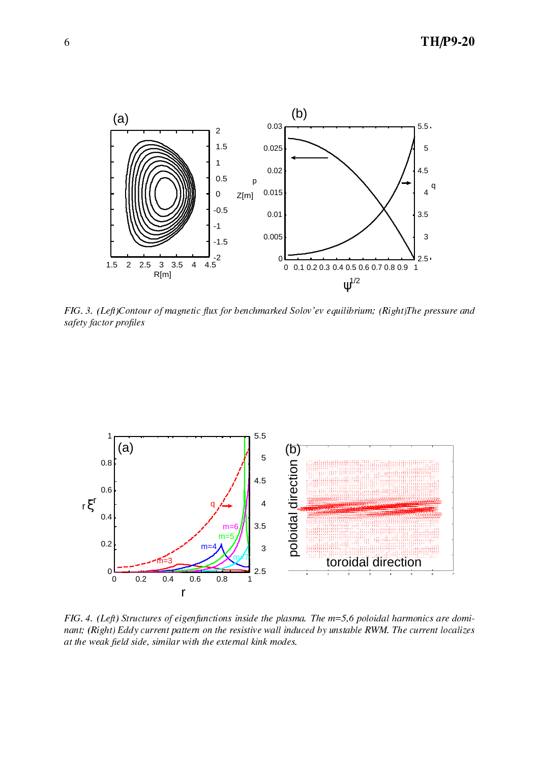*FIG. 3. (Left)Contour of magnetic flux for benchmarked Solov'ev equilibrium; (Right)The pressure and safety factor profiles*

*FIG. 4. (Left) Structures of eigenfunctions inside the plasma. The m=5,6 poloidal harmonics are dominant; (Right) Eddy current pattern on the resistive wall induced by unstable RWM. The current localizes at the weak field side, similar with the external kink modes.*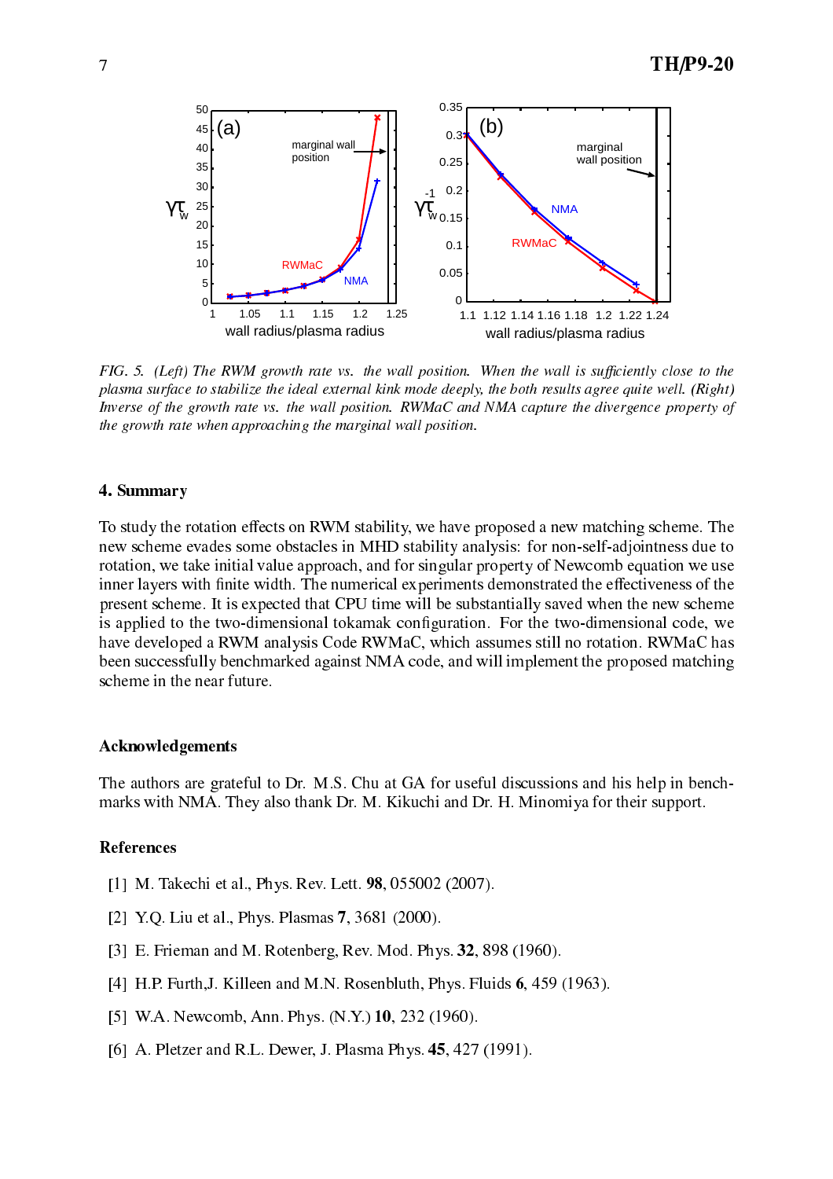*FIG. 5. (Left) The RWM growth rate vs. the wall position. When the wall is sufficiently close to the plasma surface to stabilize the ideal external kink mode deeply, the both results agree quite well. (Right) Inverse of the growth rate vs. the wall position. RWMaC and NMA capture the divergence property of the growth rate when approaching the marginal wall position.*

## 4. Summary

To study the rotation effects on RWM stability, we have proposed a new matching scheme. The new scheme evades some obstacles in MHD stability analysis: for non-self-adjointness due to rotation, we take initial value approach, and for singular property of Newcomb equation we use inner layers with finite width. The numerical experiments demonstrated the effectiveness of the present scheme. It is expected that CPU time will be substantially saved when the new scheme is applied to the two-dimensional tokamak configuration. For the two-dimensional code, we have developed a RWM analysis Code RWMaC, which assumes still no rotation. RWMaC has been successfully benchmarked against NMA code, and will implement the proposed matching scheme in the near future.

## Acknowledgements

The authors are grateful to Dr. M.S. Chu at GA for useful discussions and his help in benchmarks with NMA. They also thank Dr. M. Kikuchi and Dr. H. Minomiya for their support.

## References

[1] M. Takechi et al., Phys. Rev. Lett. **98**, 055002 (2007).

[2] Y.Q. Liu et al., Phys. Plasmas **7**, 3681 (2000).

[3] E. Frieman and M. Rotenberg, Rev. Mod. Phys. **32**, 898 (1960).

[4] H.P. Furth,J. Killeen and M.N. Rosenbluth, Phys. Fluids **6**, 459 (1963).

[5] W.A. Newcomb, Ann. Phys. (N.Y.) **10**, 232 (1960).

[6] A. Pletzer and R.L. Dewer, J. Plasma Phys. **45**, 427 (1991).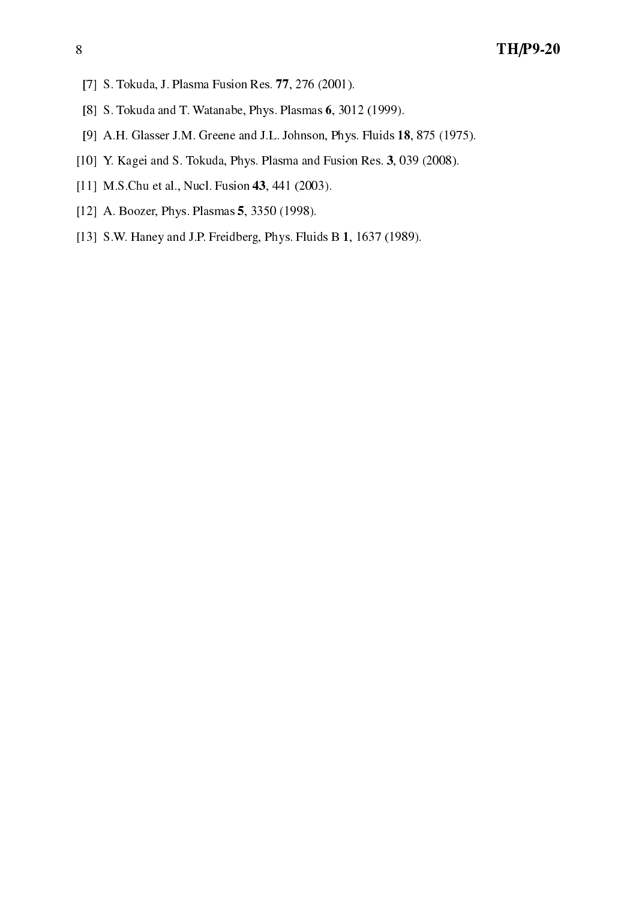[7] S. Tokuda, J. Plasma Fusion Res. **77**, 276 (2001).

[8] S. Tokuda and T. Watanabe, Phys. Plasmas **6**, 3012 (1999).

[9] A.H. Glasser J.M. Greene and J.L. Johnson, Phys. Fluids **18**, 875 (1975).

[10] Y. Kagei and S. Tokuda, Phys. Plasma and Fusion Res. **3**, 039 (2008).

[11] M.S.Chu et al., Nucl. Fusion **43**, 441 (2003).

[12] A. Boozer, Phys. Plasmas **5**, 3350 (1998).

[13] S.W. Haney and J.P. Freidberg, Phys. Fluids B **1**, 1637 (1989).